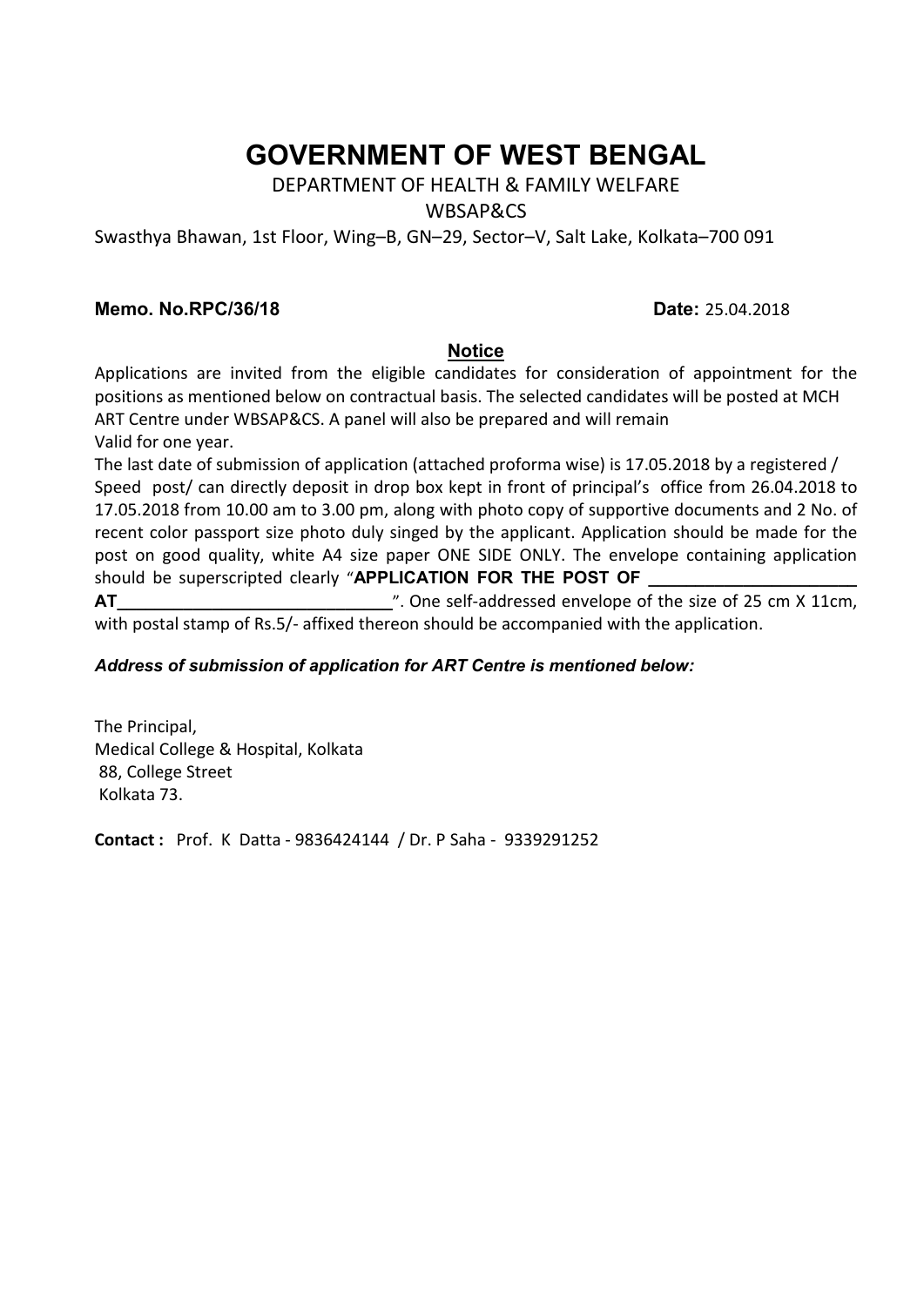# GOVERNMENT OF WEST BENGAL

DEPARTMENT OF HEALTH & FAMILY WELFARE

WBSAP&CS

Swasthya Bhawan, 1st Floor, Wing–B, GN–29, Sector–V, Salt Lake, Kolkata–700 091

**Memo. No.RPC/36/18** **Date:** 25.04.2018

## **Notice**

Applications are invited from the eligible candidates for consideration of appointment for the positions as mentioned below on contractual basis. The selected candidates will be posted at MCH ART Centre under WBSAP&CS. A panel will also be prepared and will remain
Valid for one year.

The last date of submission of application (attached proforma wise) is 17.05.2018 by a registered / Speed post/ can directly deposit in drop box kept in front of principal's office from 26.04.2018 to 17.05.2018 from 10.00 am to 3.00 pm, along with photo copy of supportive documents and 2 No. of recent color passport size photo duly singed by the applicant. Application should be made for the post on good quality, white A4 size paper ONE SIDE ONLY. The envelope containing application should be superscripted clearly "**APPLICATION FOR THE POST OF ______________________ AT_____________________________**". One self-addressed envelope of the size of 25 cm X 11cm, with postal stamp of Rs.5/- affixed thereon should be accompanied with the application.

***Address of submission of application for ART Centre is mentioned below:***

The Principal,
Medical College & Hospital, Kolkata
88, College Street
Kolkata 73.

**Contact :** Prof. K Datta - 9836424144 / Dr. P Saha - 9339291252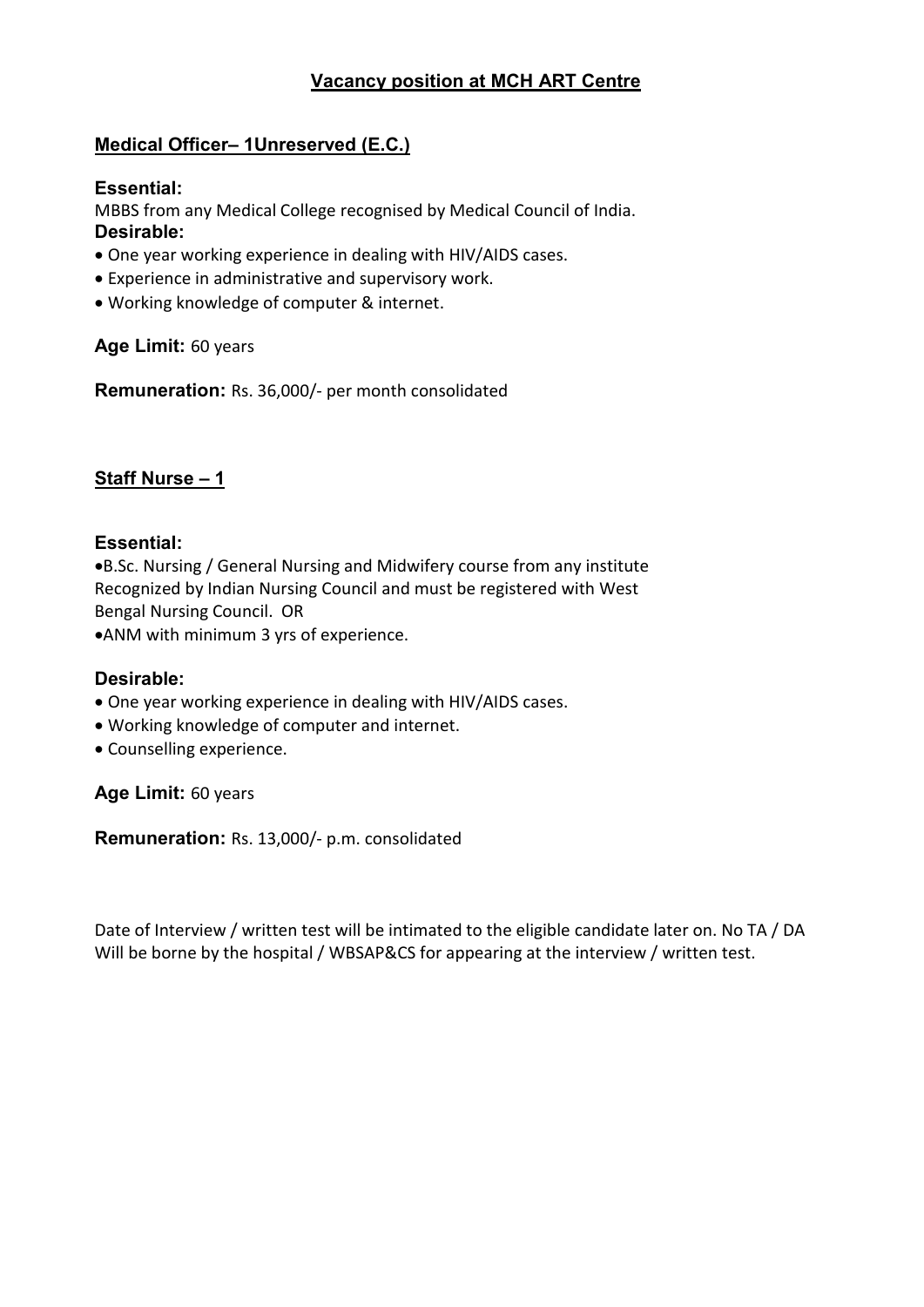# Vacancy position at MCH ART Centre

## Medical Officer– 1Unreserved (E.C.)

**Essential:**

MBBS from any Medical College recognised by Medical Council of India.

**Desirable:**

- One year working experience in dealing with HIV/AIDS cases.
- Experience in administrative and supervisory work.
- Working knowledge of computer & internet.

**Age Limit:** 60 years

**Remuneration:** Rs. 36,000/- per month consolidated

## Staff Nurse – 1

**Essential:**

- B.Sc. Nursing / General Nursing and Midwifery course from any institute Recognized by Indian Nursing Council and must be registered with West Bengal Nursing Council. OR
- ANM with minimum 3 yrs of experience.

**Desirable:**

- One year working experience in dealing with HIV/AIDS cases.
- Working knowledge of computer and internet.
- Counselling experience.

**Age Limit:** 60 years

**Remuneration:** Rs. 13,000/- p.m. consolidated

Date of Interview / written test will be intimated to the eligible candidate later on. No TA / DA Will be borne by the hospital / WBSAP&CS for appearing at the interview / written test.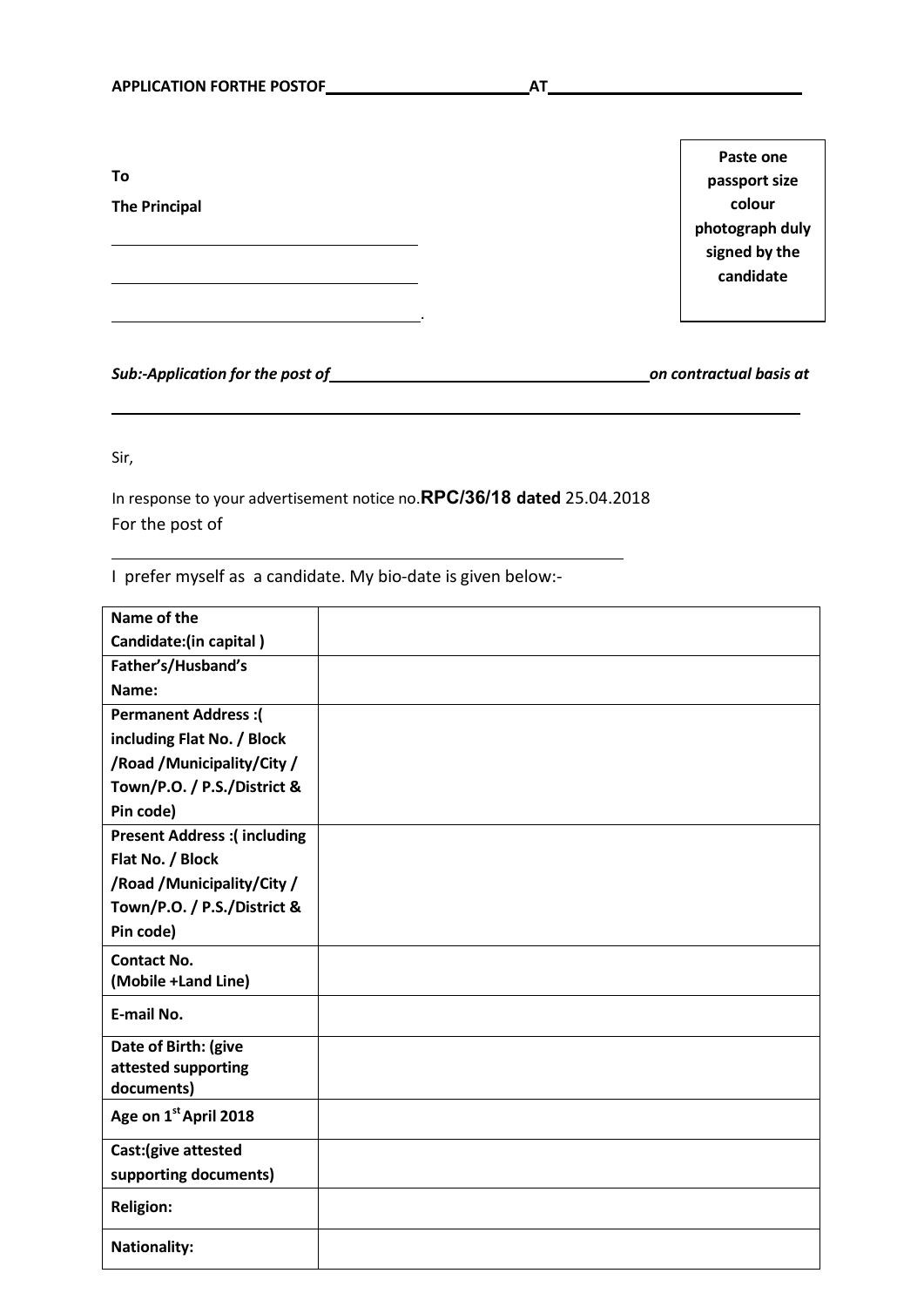**APPLICATION FORTHE POSTOF______________________AT____________________________**

**To**

**The Principal**

___________________________________

___________________________________

___________________________________.

**Paste one passport size colour photograph duly signed by the candidate**

***Sub:-Application for the post of____________________________________on contractual basis at***

___________________________________________________________________________

Sir,

In response to your advertisement notice no.**RPC/36/18 dated** 25.04.2018
For the post of

___________________________________________________________

I prefer myself as a candidate. My bio-date is given below:-

| | |
|---|---|
| **Name of the Candidate:(in capital )** | |
| **Father's/Husband's Name:** | |
| **Permanent Address :( including Flat No. / Block /Road /Municipality/City / Town/P.O. / P.S./District & Pin code)** | |
| **Present Address :( including Flat No. / Block /Road /Municipality/City / Town/P.O. / P.S./District & Pin code)** | |
| **Contact No. (Mobile +Land Line)** | |
| **E-mail No.** | |
| **Date of Birth: (give attested supporting documents)** | |
| **Age on 1st April 2018** | |
| **Cast:(give attested supporting documents)** | |
| **Religion:** | |
| **Nationality:** | |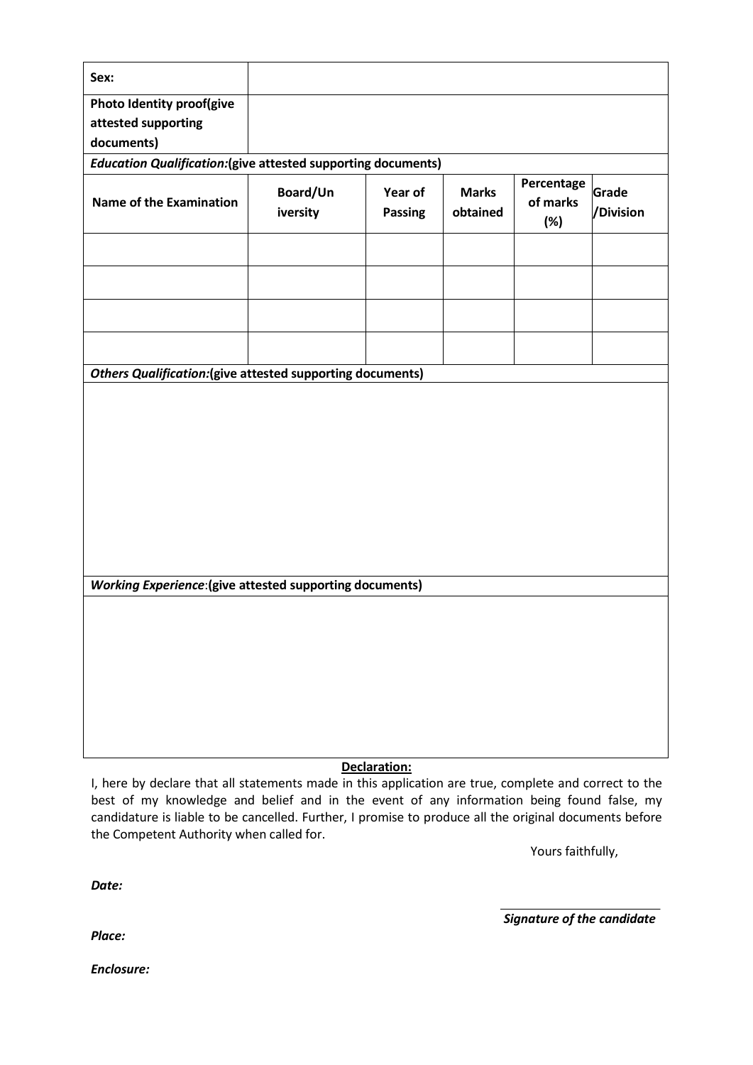| **Sex:** | |
|---|---|
| **Photo Identity proof(give attested supporting documents)** | |

***Education Qualification:*****(give attested supporting documents)**

| Name of the Examination | Board/Un iversity | Year of Passing | Marks obtained | Percentage of marks (%) | Grade /Division |
|---|---|---|---|---|---|
| | | | | | |
| | | | | | |
| | | | | | |
| | | | | | |

***Others Qualification:*****(give attested supporting documents)**

***Working Experience*****:(give attested supporting documents)**

**Declaration:**

I, here by declare that all statements made in this application are true, complete and correct to the best of my knowledge and belief and in the event of any information being found false, my candidature is liable to be cancelled. Further, I promise to produce all the original documents before the Competent Authority when called for.

Yours faithfully,

***Date:***

***Signature of the candidate***

***Place:***

***Enclosure:***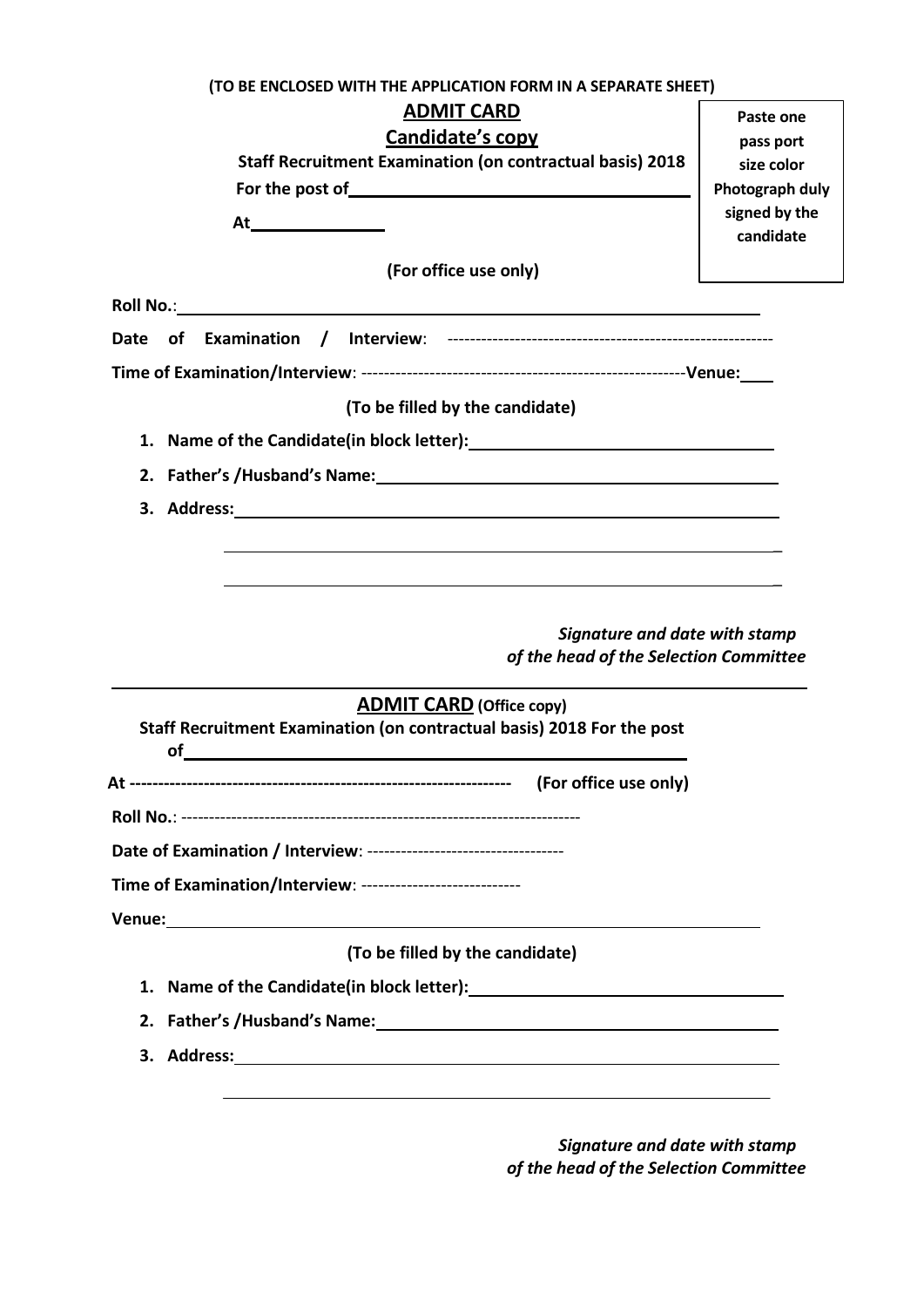(TO BE ENCLOSED WITH THE APPLICATION FORM IN A SEPARATE SHEET)

## ADMIT CARD

**Candidate's copy**

**Staff Recruitment Examination (on contractual basis) 2018**

**For the post of** ______________________________

**At** ______________

Paste one pass port size color Photograph duly signed by the candidate

**(For office use only)**

**Roll No.**: ______________________________

**Date of Examination / Interview**: ------------------------------------------------------------

**Time of Examination/Interview**: --------------------------------------------------------**Venue:** ____

**(To be filled by the candidate)**

1. **Name of the Candidate(in block letter):** ______________________________
2. **Father's /Husband's Name:** ______________________________
3. **Address:** ______________________________

______________________________

______________________________

*Signature and date with stamp of the head of the Selection Committee*

---

## ADMIT CARD (Office copy)

**Staff Recruitment Examination (on contractual basis) 2018 For the post of** ______________________________

**At** ------------------------------------------------------------------ **(For office use only)**

**Roll No.**: ------------------------------------------------------------------------

**Date of Examination / Interview**: ----------------------------------

**Time of Examination/Interview**: ----------------------------

**Venue:** ______________________________

**(To be filled by the candidate)**

1. **Name of the Candidate(in block letter):** ______________________________
2. **Father's /Husband's Name:** ______________________________
3. **Address:** ______________________________

______________________________

*Signature and date with stamp of the head of the Selection Committee*